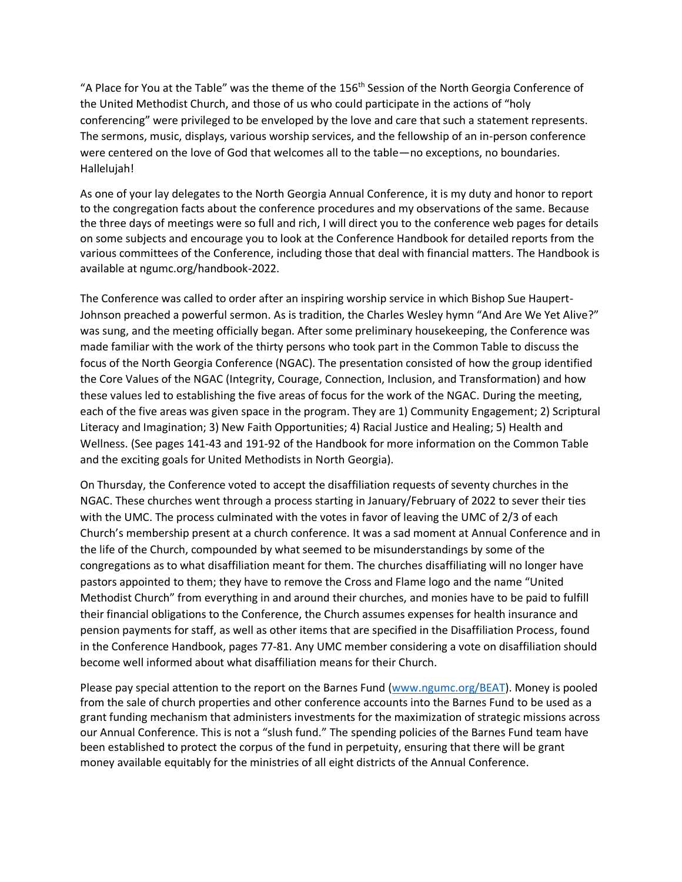"A Place for You at the Table" was the theme of the 156th Session of the North Georgia Conference of the United Methodist Church, and those of us who could participate in the actions of "holy conferencing" were privileged to be enveloped by the love and care that such a statement represents. The sermons, music, displays, various worship services, and the fellowship of an in-person conference were centered on the love of God that welcomes all to the table—no exceptions, no boundaries. Hallelujah!

As one of your lay delegates to the North Georgia Annual Conference, it is my duty and honor to report to the congregation facts about the conference procedures and my observations of the same. Because the three days of meetings were so full and rich, I will direct you to the conference web pages for details on some subjects and encourage you to look at the Conference Handbook for detailed reports from the various committees of the Conference, including those that deal with financial matters. The Handbook is available at ngumc.org/handbook-2022.

The Conference was called to order after an inspiring worship service in which Bishop Sue Haupert-Johnson preached a powerful sermon. As is tradition, the Charles Wesley hymn "And Are We Yet Alive?" was sung, and the meeting officially began. After some preliminary housekeeping, the Conference was made familiar with the work of the thirty persons who took part in the Common Table to discuss the focus of the North Georgia Conference (NGAC). The presentation consisted of how the group identified the Core Values of the NGAC (Integrity, Courage, Connection, Inclusion, and Transformation) and how these values led to establishing the five areas of focus for the work of the NGAC. During the meeting, each of the five areas was given space in the program. They are 1) Community Engagement; 2) Scriptural Literacy and Imagination; 3) New Faith Opportunities; 4) Racial Justice and Healing; 5) Health and Wellness. (See pages 141-43 and 191-92 of the Handbook for more information on the Common Table and the exciting goals for United Methodists in North Georgia).

On Thursday, the Conference voted to accept the disaffiliation requests of seventy churches in the NGAC. These churches went through a process starting in January/February of 2022 to sever their ties with the UMC. The process culminated with the votes in favor of leaving the UMC of 2/3 of each Church's membership present at a church conference. It was a sad moment at Annual Conference and in the life of the Church, compounded by what seemed to be misunderstandings by some of the congregations as to what disaffiliation meant for them. The churches disaffiliating will no longer have pastors appointed to them; they have to remove the Cross and Flame logo and the name "United Methodist Church" from everything in and around their churches, and monies have to be paid to fulfill their financial obligations to the Conference, the Church assumes expenses for health insurance and pension payments for staff, as well as other items that are specified in the Disaffiliation Process, found in the Conference Handbook, pages 77-81. Any UMC member considering a vote on disaffiliation should become well informed about what disaffiliation means for their Church.

Please pay special attention to the report on the Barnes Fund (www.ngumc.org/BEAT). Money is pooled from the sale of church properties and other conference accounts into the Barnes Fund to be used as a grant funding mechanism that administers investments for the maximization of strategic missions across our Annual Conference. This is not a "slush fund." The spending policies of the Barnes Fund team have been established to protect the corpus of the fund in perpetuity, ensuring that there will be grant money available equitably for the ministries of all eight districts of the Annual Conference.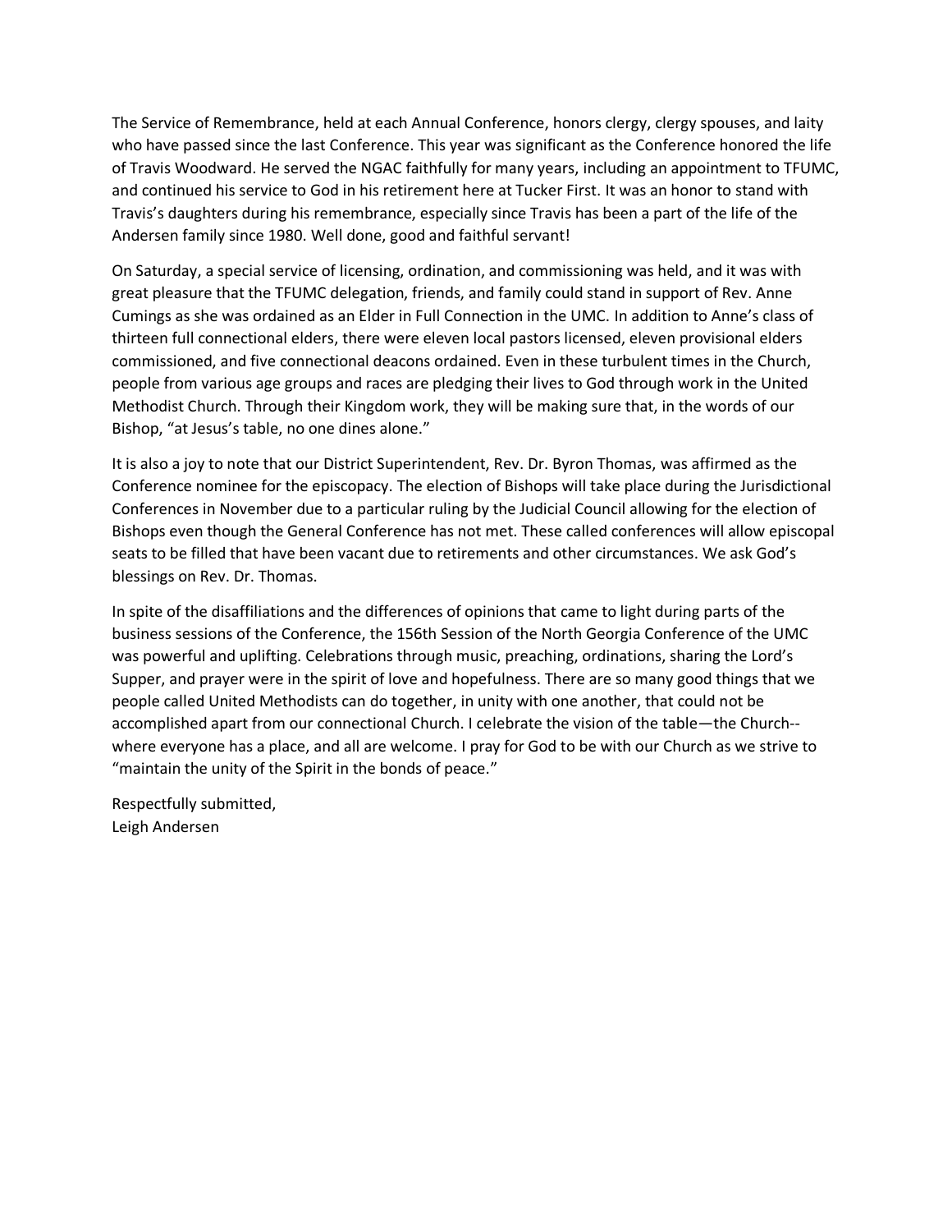The Service of Remembrance, held at each Annual Conference, honors clergy, clergy spouses, and laity who have passed since the last Conference. This year was significant as the Conference honored the life of Travis Woodward. He served the NGAC faithfully for many years, including an appointment to TFUMC, and continued his service to God in his retirement here at Tucker First. It was an honor to stand with Travis's daughters during his remembrance, especially since Travis has been a part of the life of the Andersen family since 1980. Well done, good and faithful servant!

On Saturday, a special service of licensing, ordination, and commissioning was held, and it was with great pleasure that the TFUMC delegation, friends, and family could stand in support of Rev. Anne Cumings as she was ordained as an Elder in Full Connection in the UMC. In addition to Anne's class of thirteen full connectional elders, there were eleven local pastors licensed, eleven provisional elders commissioned, and five connectional deacons ordained. Even in these turbulent times in the Church, people from various age groups and races are pledging their lives to God through work in the United Methodist Church. Through their Kingdom work, they will be making sure that, in the words of our Bishop, "at Jesus's table, no one dines alone."

It is also a joy to note that our District Superintendent, Rev. Dr. Byron Thomas, was affirmed as the Conference nominee for the episcopacy. The election of Bishops will take place during the Jurisdictional Conferences in November due to a particular ruling by the Judicial Council allowing for the election of Bishops even though the General Conference has not met. These called conferences will allow episcopal seats to be filled that have been vacant due to retirements and other circumstances. We ask God's blessings on Rev. Dr. Thomas.

In spite of the disaffiliations and the differences of opinions that came to light during parts of the business sessions of the Conference, the 156th Session of the North Georgia Conference of the UMC was powerful and uplifting. Celebrations through music, preaching, ordinations, sharing the Lord's Supper, and prayer were in the spirit of love and hopefulness. There are so many good things that we people called United Methodists can do together, in unity with one another, that could not be accomplished apart from our connectional Church. I celebrate the vision of the table—the Church--where everyone has a place, and all are welcome. I pray for God to be with our Church as we strive to "maintain the unity of the Spirit in the bonds of peace."

Respectfully submitted,
Leigh Andersen